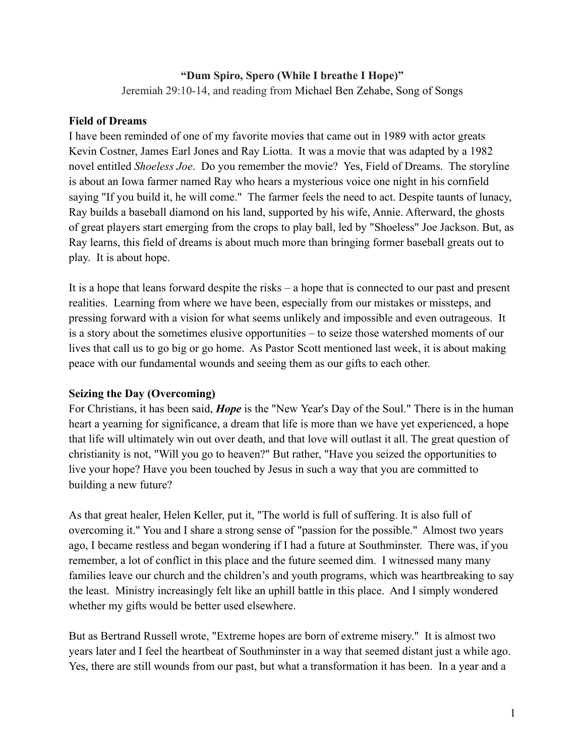**“Dum Spiro, Spero (While I breathe I Hope)”**

Jeremiah 29:10-14, and reading from Michael Ben Zehabe, Song of Songs

**Field of Dreams**

I have been reminded of one of my favorite movies that came out in 1989 with actor greats Kevin Costner, James Earl Jones and Ray Liotta. It was a movie that was adapted by a 1982 novel entitled *Shoeless Joe*. Do you remember the movie? Yes, Field of Dreams. The storyline is about an Iowa farmer named Ray who hears a mysterious voice one night in his cornfield saying "If you build it, he will come." The farmer feels the need to act. Despite taunts of lunacy, Ray builds a baseball diamond on his land, supported by his wife, Annie. Afterward, the ghosts of great players start emerging from the crops to play ball, led by "Shoeless" Joe Jackson. But, as Ray learns, this field of dreams is about much more than bringing former baseball greats out to play. It is about hope.

It is a hope that leans forward despite the risks – a hope that is connected to our past and present realities. Learning from where we have been, especially from our mistakes or missteps, and pressing forward with a vision for what seems unlikely and impossible and even outrageous. It is a story about the sometimes elusive opportunities – to seize those watershed moments of our lives that call us to go big or go home. As Pastor Scott mentioned last week, it is about making peace with our fundamental wounds and seeing them as our gifts to each other.

**Seizing the Day (Overcoming)**

For Christians, it has been said, ***Hope*** is the "New Year's Day of the Soul." There is in the human heart a yearning for significance, a dream that life is more than we have yet experienced, a hope that life will ultimately win out over death, and that love will outlast it all. The great question of christianity is not, "Will you go to heaven?" But rather, "Have you seized the opportunities to live your hope? Have you been touched by Jesus in such a way that you are committed to building a new future?

As that great healer, Helen Keller, put it, "The world is full of suffering. It is also full of overcoming it." You and I share a strong sense of "passion for the possible." Almost two years ago, I became restless and began wondering if I had a future at Southminster. There was, if you remember, a lot of conflict in this place and the future seemed dim. I witnessed many many families leave our church and the children’s and youth programs, which was heartbreaking to say the least. Ministry increasingly felt like an uphill battle in this place. And I simply wondered whether my gifts would be better used elsewhere.

But as Bertrand Russell wrote, "Extreme hopes are born of extreme misery." It is almost two years later and I feel the heartbeat of Southminster in a way that seemed distant just a while ago. Yes, there are still wounds from our past, but what a transformation it has been. In a year and a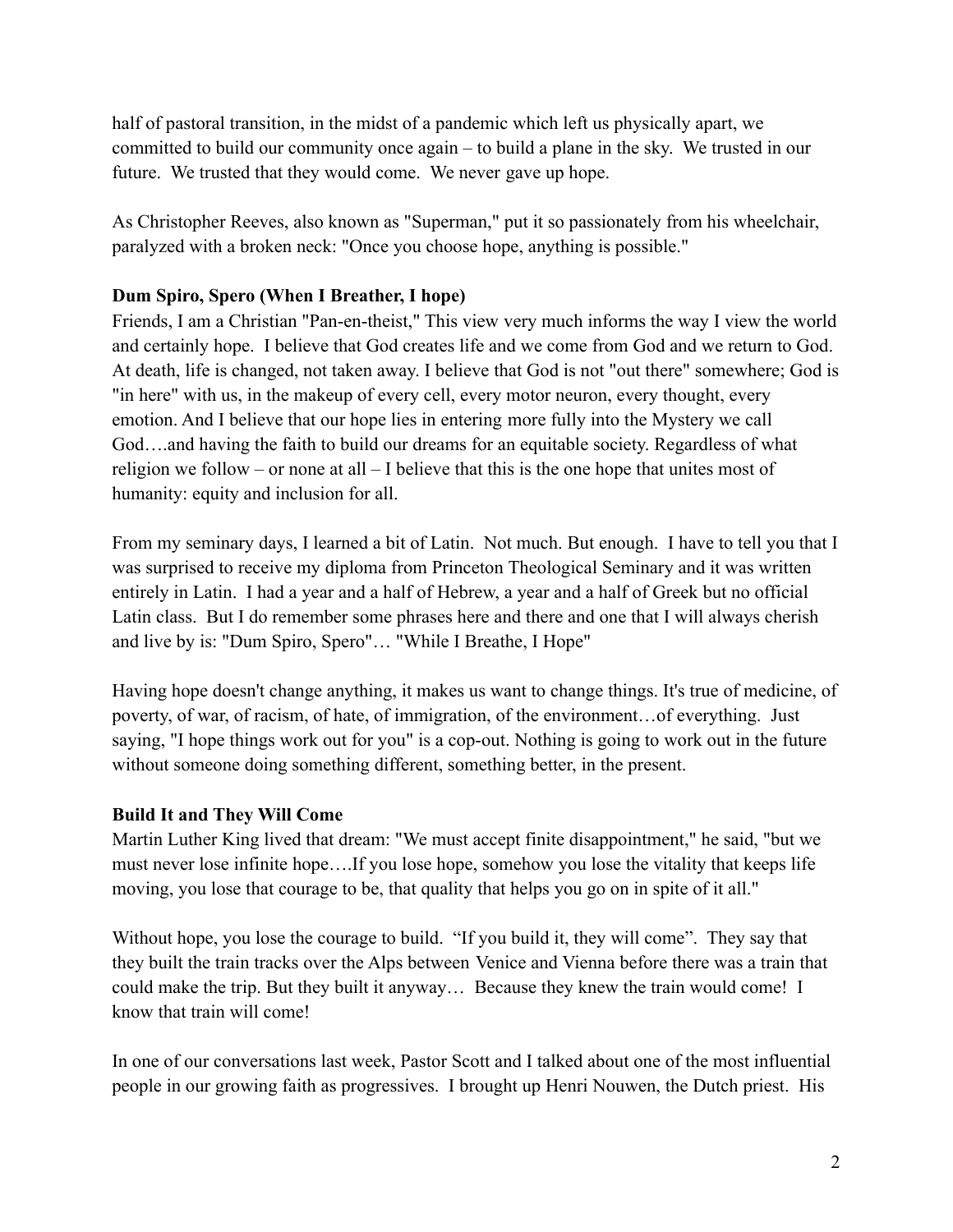half of pastoral transition, in the midst of a pandemic which left us physically apart, we committed to build our community once again – to build a plane in the sky. We trusted in our future. We trusted that they would come. We never gave up hope.

As Christopher Reeves, also known as "Superman," put it so passionately from his wheelchair, paralyzed with a broken neck: "Once you choose hope, anything is possible."

**Dum Spiro, Spero (When I Breather, I hope)**

Friends, I am a Christian "Pan-en-theist," This view very much informs the way I view the world and certainly hope. I believe that God creates life and we come from God and we return to God. At death, life is changed, not taken away. I believe that God is not "out there" somewhere; God is "in here" with us, in the makeup of every cell, every motor neuron, every thought, every emotion. And I believe that our hope lies in entering more fully into the Mystery we call God….and having the faith to build our dreams for an equitable society. Regardless of what religion we follow – or none at all – I believe that this is the one hope that unites most of humanity: equity and inclusion for all.

From my seminary days, I learned a bit of Latin. Not much. But enough. I have to tell you that I was surprised to receive my diploma from Princeton Theological Seminary and it was written entirely in Latin. I had a year and a half of Hebrew, a year and a half of Greek but no official Latin class. But I do remember some phrases here and there and one that I will always cherish and live by is: "Dum Spiro, Spero"… "While I Breathe, I Hope"

Having hope doesn't change anything, it makes us want to change things. It's true of medicine, of poverty, of war, of racism, of hate, of immigration, of the environment…of everything. Just saying, "I hope things work out for you" is a cop-out. Nothing is going to work out in the future without someone doing something different, something better, in the present.

**Build It and They Will Come**

Martin Luther King lived that dream: "We must accept finite disappointment," he said, "but we must never lose infinite hope….If you lose hope, somehow you lose the vitality that keeps life moving, you lose that courage to be, that quality that helps you go on in spite of it all."

Without hope, you lose the courage to build. "If you build it, they will come". They say that they built the train tracks over the Alps between Venice and Vienna before there was a train that could make the trip. But they built it anyway… Because they knew the train would come! I know that train will come!

In one of our conversations last week, Pastor Scott and I talked about one of the most influential people in our growing faith as progressives. I brought up Henri Nouwen, the Dutch priest. His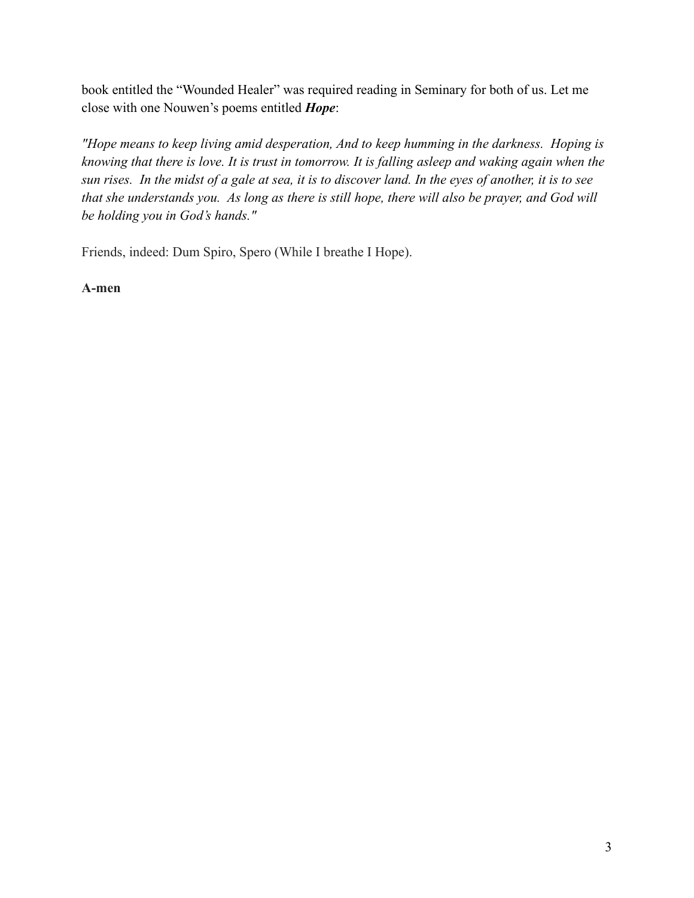book entitled the “Wounded Healer” was required reading in Seminary for both of us. Let me close with one Nouwen’s poems entitled ***Hope***:

*"Hope means to keep living amid desperation, And to keep humming in the darkness. Hoping is knowing that there is love. It is trust in tomorrow. It is falling asleep and waking again when the sun rises. In the midst of a gale at sea, it is to discover land. In the eyes of another, it is to see that she understands you. As long as there is still hope, there will also be prayer, and God will be holding you in God’s hands."*

Friends, indeed: Dum Spiro, Spero (While I breathe I Hope).

**A-men**